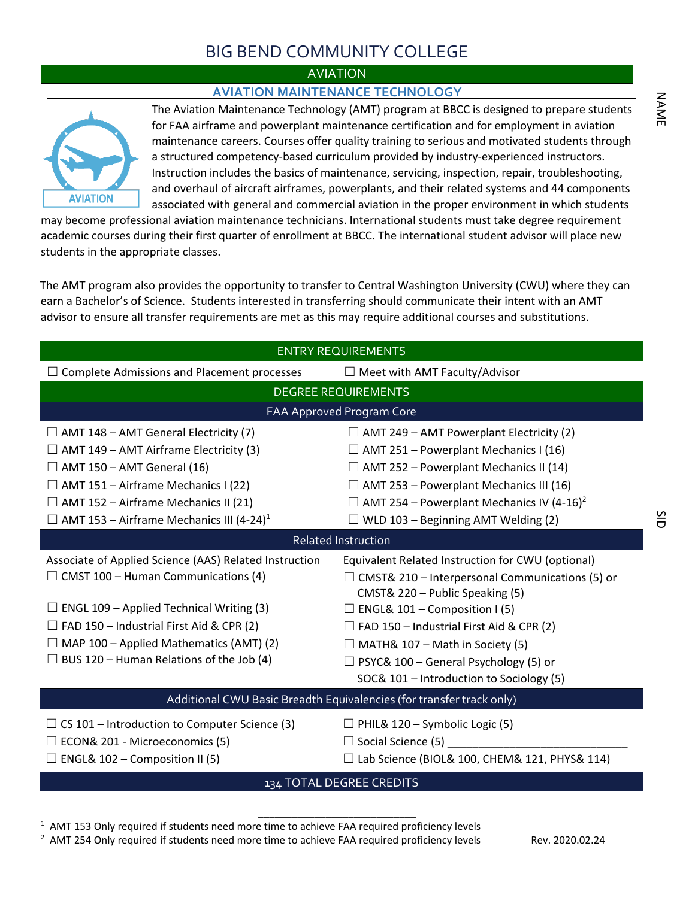# BIG BEND COMMUNITY COLLEGE

## AVIATION

### AVIATION MAINTENANCE TECHNOLOGY

The Aviation Maintenance Technology (AMT) program at BBCC is designed to prepare students for FAA airframe and powerplant maintenance certification and for employment in aviation maintenance careers. Courses offer quality training to serious and motivated students through a structured competency-based curriculum provided by industry-experienced instructors. Instruction includes the basics of maintenance, servicing, inspection, repair, troubleshooting, and overhaul of aircraft airframes, powerplants, and their related systems and 44 components associated with general and commercial aviation in the proper environment in which students may become professional aviation maintenance technicians. International students must take degree requirement academic courses during their first quarter of enrollment at BBCC. The international student advisor will place new students in the appropriate classes.

The AMT program also provides the opportunity to transfer to Central Washington University (CWU) where they can earn a Bachelor's of Science. Students interested in transferring should communicate their intent with an AMT advisor to ensure all transfer requirements are met as this may require additional courses and substitutions.

NAME ____________________

SID ____________________

| ENTRY REQUIREMENTS | |
|---|---|
| ☐ Complete Admissions and Placement processes | ☐ Meet with AMT Faculty/Advisor |
| **DEGREE REQUIREMENTS** | |
| **FAA Approved Program Core** | |
| ☐ AMT 148 – AMT General Electricity (7) | ☐ AMT 249 – AMT Powerplant Electricity (2) |
| ☐ AMT 149 – AMT Airframe Electricity (3) | ☐ AMT 251 – Powerplant Mechanics I (16) |
| ☐ AMT 150 – AMT General (16) | ☐ AMT 252 – Powerplant Mechanics II (14) |
| ☐ AMT 151 – Airframe Mechanics I (22) | ☐ AMT 253 – Powerplant Mechanics III (16) |
| ☐ AMT 152 – Airframe Mechanics II (21) | ☐ AMT 254 – Powerplant Mechanics IV (4-16)[2] |
| ☐ AMT 153 – Airframe Mechanics III (4-24)[1] | ☐ WLD 103 – Beginning AMT Welding (2) |
| **Related Instruction** | |
| Associate of Applied Science (AAS) Related Instruction | Equivalent Related Instruction for CWU (optional) |
| ☐ CMST 100 – Human Communications (4) | ☐ CMST& 210 – Interpersonal Communications (5) or CMST& 220 – Public Speaking (5) |
| ☐ ENGL 109 – Applied Technical Writing (3) | ☐ ENGL& 101 – Composition I (5) |
| ☐ FAD 150 – Industrial First Aid & CPR (2) | ☐ FAD 150 – Industrial First Aid & CPR (2) |
| ☐ MAP 100 – Applied Mathematics (AMT) (2) | ☐ MATH& 107 – Math in Society (5) |
| ☐ BUS 120 – Human Relations of the Job (4) | ☐ PSYC& 100 – General Psychology (5) or SOC& 101 – Introduction to Sociology (5) |
| **Additional CWU Basic Breadth Equivalencies (for transfer track only)** | |
| ☐ CS 101 – Introduction to Computer Science (3) | ☐ PHIL& 120 – Symbolic Logic (5) |
| ☐ ECON& 201 - Microeconomics (5) | ☐ Social Science (5) ____________________ |
| ☐ ENGL& 102 – Composition II (5) | ☐ Lab Science (BIOL& 100, CHEM& 121, PHYS& 114) |
| **134 TOTAL DEGREE CREDITS** | |

[1] AMT 153 Only required if students need more time to achieve FAA required proficiency levels

[2] AMT 254 Only required if students need more time to achieve FAA required proficiency levels

Rev. 2020.02.24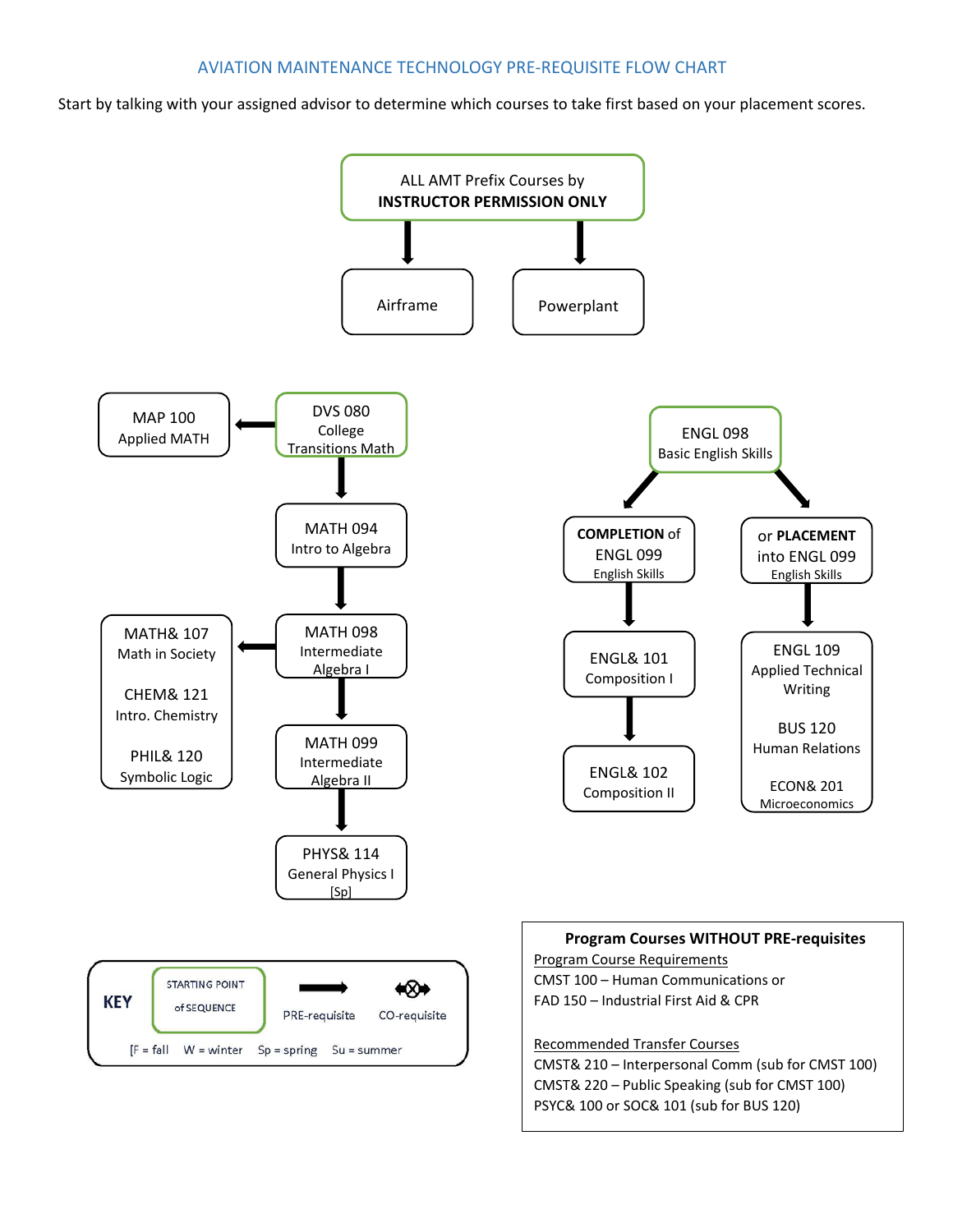# AVIATION MAINTENANCE TECHNOLOGY PRE-REQUISITE FLOW CHART

Start by talking with your assigned advisor to determine which courses to take first based on your placement scores.

**ALL AMT Prefix Courses by INSTRUCTOR PERMISSION ONLY** (starting point)
- → Airframe
- → Powerplant

**DVS 080 College Transitions Math** (starting point)
- → MAP 100 Applied MATH
- → MATH 094 Intro to Algebra
  - → MATH 098 Intermediate Algebra I
    - → MATH& 107 Math in Society; CHEM& 121 Intro. Chemistry; PHIL& 120 Symbolic Logic
    - → MATH 099 Intermediate Algebra II
      - → PHYS& 114 General Physics I [Sp]

**ENGL 098 Basic English Skills** (starting point)
- → **COMPLETION** of ENGL 099 English Skills
  - → ENGL& 101 Composition I
    - → ENGL& 102 Composition II
- → or **PLACEMENT** into ENGL 099 English Skills
  - → ENGL 109 Applied Technical Writing; BUS 120 Human Relations; ECON& 201 Microeconomics

**KEY**
- STARTING POINT of SEQUENCE (green box)
- → PRE-requisite
- ⊗ CO-requisite
- [F = fall W = winter Sp = spring Su = summer

**Program Courses WITHOUT PRE-requisites**

Program Course Requirements
CMST 100 – Human Communications or
FAD 150 – Industrial First Aid & CPR

Recommended Transfer Courses
CMST& 210 – Interpersonal Comm (sub for CMST 100)
CMST& 220 – Public Speaking (sub for CMST 100)
PSYC& 100 or SOC& 101 (sub for BUS 120)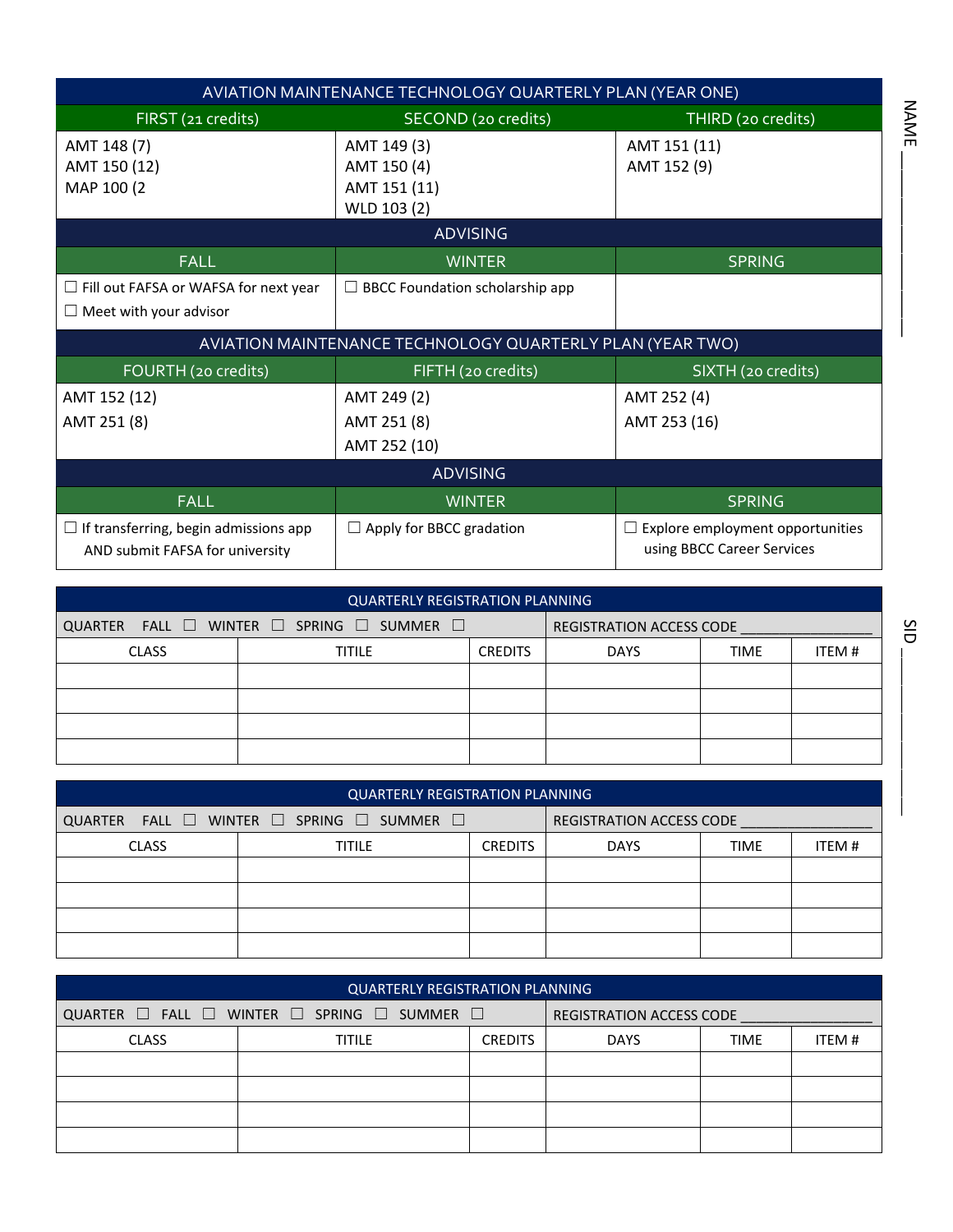| AVIATION MAINTENANCE TECHNOLOGY QUARTERLY PLAN (YEAR ONE) | | |
|---|---|---|
| FIRST (21 credits) | SECOND (20 credits) | THIRD (20 credits) |
| AMT 148 (7)<br>AMT 150 (12)<br>MAP 100 (2 | AMT 149 (3)<br>AMT 150 (4)<br>AMT 151 (11)<br>WLD 103 (2) | AMT 151 (11)<br>AMT 152 (9) |
| ADVISING | | |
| FALL | WINTER | SPRING |
| ☐ Fill out FAFSA or WAFSA for next year<br>☐ Meet with your advisor | ☐ BBCC Foundation scholarship app | |

| AVIATION MAINTENANCE TECHNOLOGY QUARTERLY PLAN (YEAR TWO) | | |
|---|---|---|
| FOURTH (20 credits) | FIFTH (20 credits) | SIXTH (20 credits) |
| AMT 152 (12)<br>AMT 251 (8) | AMT 249 (2)<br>AMT 251 (8)<br>AMT 252 (10) | AMT 252 (4)<br>AMT 253 (16) |
| ADVISING | | |
| FALL | WINTER | SPRING |
| ☐ If transferring, begin admissions app AND submit FAFSA for university | ☐ Apply for BBCC gradation | ☐ Explore employment opportunities using BBCC Career Services |

NAME ______________

SID ______________

| QUARTERLY REGISTRATION PLANNING | | | | | |
|---|---|---|---|---|---|
| QUARTER FALL ☐ WINTER ☐ SPRING ☐ SUMMER ☐ | | | REGISTRATION ACCESS CODE ______________ | | |
| CLASS | TITILE | CREDITS | DAYS | TIME | ITEM # |
| | | | | | |
| | | | | | |
| | | | | | |
| | | | | | |

| QUARTERLY REGISTRATION PLANNING | | | | | |
|---|---|---|---|---|---|
| QUARTER FALL ☐ WINTER ☐ SPRING ☐ SUMMER ☐ | | | REGISTRATION ACCESS CODE ______________ | | |
| CLASS | TITILE | CREDITS | DAYS | TIME | ITEM # |
| | | | | | |
| | | | | | |
| | | | | | |
| | | | | | |

| QUARTERLY REGISTRATION PLANNING | | | | | |
|---|---|---|---|---|---|
| QUARTER ☐ FALL ☐ WINTER ☐ SPRING ☐ SUMMER ☐ | | | REGISTRATION ACCESS CODE ______________ | | |
| CLASS | TITILE | CREDITS | DAYS | TIME | ITEM # |
| | | | | | |
| | | | | | |
| | | | | | |
| | | | | | |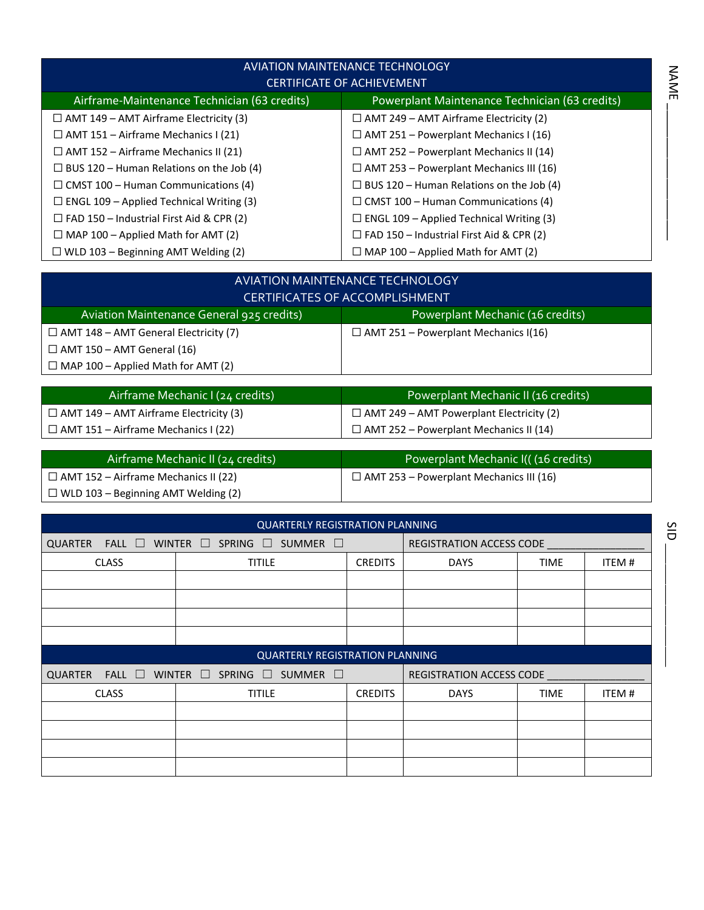NAME ___________________

| AVIATION MAINTENANCE TECHNOLOGY<br>CERTIFICATE OF ACHIEVEMENT | |
|---|---|
| Airframe-Maintenance Technician (63 credits) | Powerplant Maintenance Technician (63 credits) |
| ☐ AMT 149 – AMT Airframe Electricity (3) | ☐ AMT 249 – AMT Airframe Electricity (2) |
| ☐ AMT 151 – Airframe Mechanics I (21) | ☐ AMT 251 – Powerplant Mechanics I (16) |
| ☐ AMT 152 – Airframe Mechanics II (21) | ☐ AMT 252 – Powerplant Mechanics II (14) |
| ☐ BUS 120 – Human Relations on the Job (4) | ☐ AMT 253 – Powerplant Mechanics III (16) |
| ☐ CMST 100 – Human Communications (4) | ☐ BUS 120 – Human Relations on the Job (4) |
| ☐ ENGL 109 – Applied Technical Writing (3) | ☐ CMST 100 – Human Communications (4) |
| ☐ FAD 150 – Industrial First Aid & CPR (2) | ☐ ENGL 109 – Applied Technical Writing (3) |
| ☐ MAP 100 – Applied Math for AMT (2) | ☐ FAD 150 – Industrial First Aid & CPR (2) |
| ☐ WLD 103 – Beginning AMT Welding (2) | ☐ MAP 100 – Applied Math for AMT (2) |

| AVIATION MAINTENANCE TECHNOLOGY<br>CERTIFICATES OF ACCOMPLISHMENT | |
|---|---|
| Aviation Maintenance General 925 credits) | Powerplant Mechanic (16 credits) |
| ☐ AMT 148 – AMT General Electricity (7) | ☐ AMT 251 – Powerplant Mechanics I(16) |
| ☐ AMT 150 – AMT General (16) | |
| ☐ MAP 100 – Applied Math for AMT (2) | |

| Airframe Mechanic I (24 credits) | Powerplant Mechanic II (16 credits) |
|---|---|
| ☐ AMT 149 – AMT Airframe Electricity (3) | ☐ AMT 249 – AMT Powerplant Electricity (2) |
| ☐ AMT 151 – Airframe Mechanics I (22) | ☐ AMT 252 – Powerplant Mechanics II (14) |

| Airframe Mechanic II (24 credits) | Powerplant Mechanic I(( (16 credits) |
|---|---|
| ☐ AMT 152 – Airframe Mechanics II (22) | ☐ AMT 253 – Powerplant Mechanics III (16) |
| ☐ WLD 103 – Beginning AMT Welding (2) | |

SID ___________________

| QUARTERLY REGISTRATION PLANNING | | | | | |
|---|---|---|---|---|---|
| QUARTER FALL ☐ WINTER ☐ SPRING ☐ SUMMER ☐ | | | REGISTRATION ACCESS CODE ________________ | | |
| CLASS | TITILE | CREDITS | DAYS | TIME | ITEM # |
| | | | | | |
| | | | | | |
| | | | | | |
| | | | | | |

| QUARTERLY REGISTRATION PLANNING | | | | | |
|---|---|---|---|---|---|
| QUARTER FALL ☐ WINTER ☐ SPRING ☐ SUMMER ☐ | | | REGISTRATION ACCESS CODE ________________ | | |
| CLASS | TITILE | CREDITS | DAYS | TIME | ITEM # |
| | | | | | |
| | | | | | |
| | | | | | |
| | | | | | |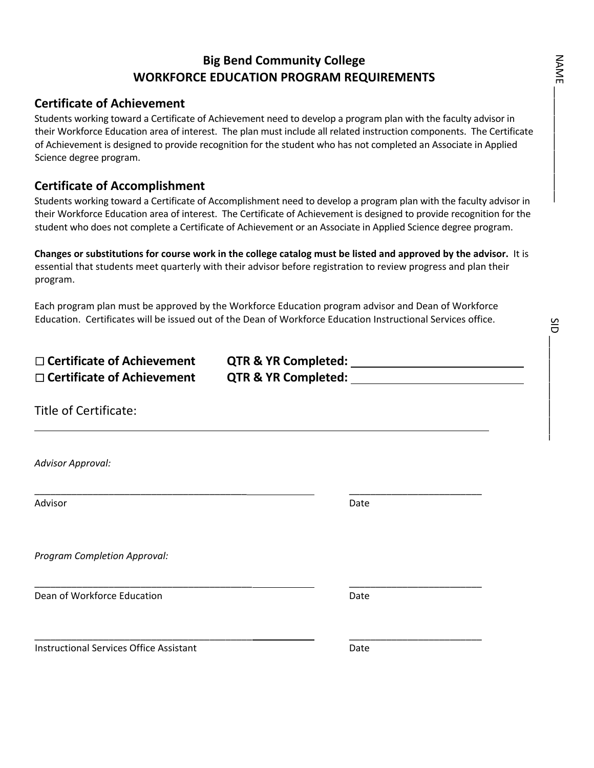**Big Bend Community College**
**WORKFORCE EDUCATION PROGRAM REQUIREMENTS**

NAME ____________

## Certificate of Achievement

Students working toward a Certificate of Achievement need to develop a program plan with the faculty advisor in their Workforce Education area of interest. The plan must include all related instruction components. The Certificate of Achievement is designed to provide recognition for the student who has not completed an Associate in Applied Science degree program.

## Certificate of Accomplishment

Students working toward a Certificate of Accomplishment need to develop a program plan with the faculty advisor in their Workforce Education area of interest. The Certificate of Achievement is designed to provide recognition for the student who does not complete a Certificate of Achievement or an Associate in Applied Science degree program.

**Changes or substitutions for course work in the college catalog must be listed and approved by the advisor.** It is essential that students meet quarterly with their advisor before registration to review progress and plan their program.

Each program plan must be approved by the Workforce Education program advisor and Dean of Workforce Education. Certificates will be issued out of the Dean of Workforce Education Instructional Services office.

SID ____________

**☐ Certificate of Achievement** **QTR & YR Completed:** ____________

**☐ Certificate of Achievement** **QTR & YR Completed:** ____________

Title of Certificate:

______________________________________________

*Advisor Approval:*

______________________________ ______________

Advisor Date

*Program Completion Approval:*

______________________________ ______________

Dean of Workforce Education Date

______________________________ ______________

Instructional Services Office Assistant Date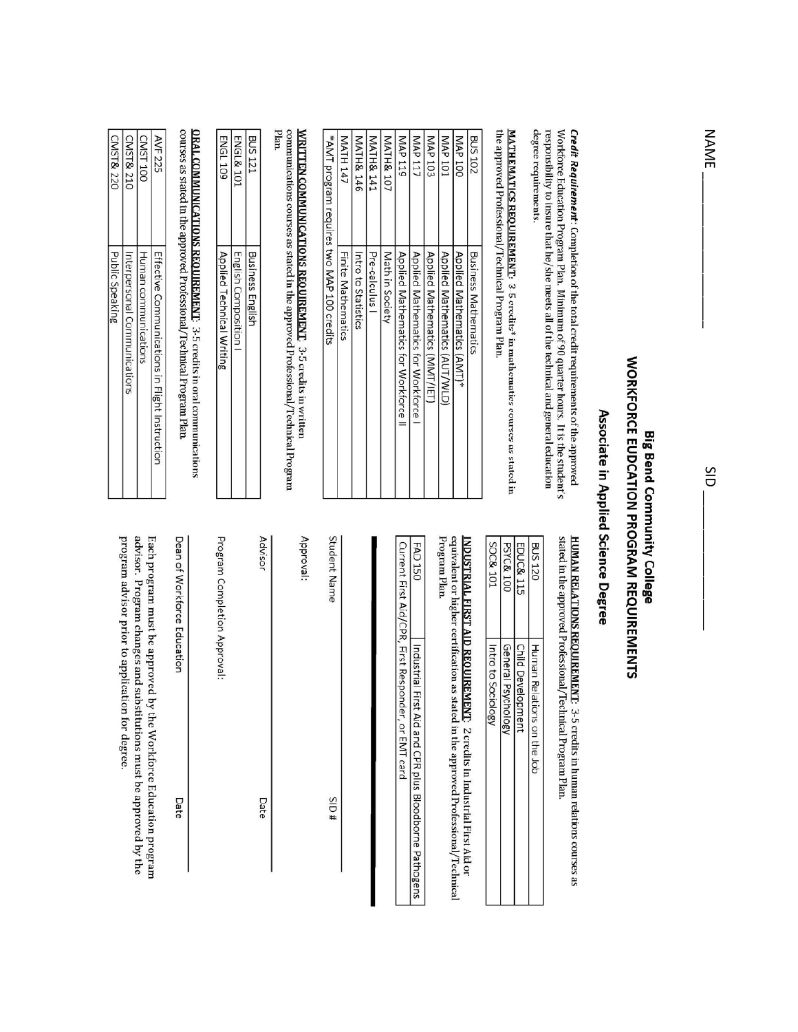NAME ______________ SID ______________

# Big Bend Community College
# WORKFORCE EUDCATION PROGRAM REQUIREMENTS
## Associate in Applied Science Degree

***Credit Requirement*** : Completion of the total credit requirements of the approved Workforce Education Program Plan. Minimum of 90 quarter hours. It is the student's responsibility to insure that he/she meets all of the technical and general education degree requirements.

**MATHEMATICS REQUIREMENT**: 3-5 credits* in mathematics courses as stated in the approved Professional/Technical Program Plan.

| | |
|---|---|
| BUS 102 | Business Mathematics |
| MAP 100 | Applied Mathematics (AMT)* |
| MAP 101 | Applied Mathematics (AUT/WLD) |
| MAP 103 | Applied Mathematics (MMT/IET) |
| MAP 117 | Applied Mathematics for Workforce I |
| MAP 119 | Applied Mathematics for Workforce II |
| MATH& 107 | Math in Society |
| MATH& 141 | Pre-calculus I |
| MATH& 146 | Intro to Statistics |
| MATH 147 | Finite Mathematics |
| *AMT program requires two MAP 100 credits | |

**WRITTEN COMMUNICATIONS REQUIREMENT**: 3-5 credits in written communications courses as stated in the approved Professional/Technical Program Plan.

| | |
|---|---|
| BUS 121 | Business English |
| ENGL& 101 | English Composition I |
| ENGL 109 | Applied Technical Writing |

**ORAL COMMUNICATIONS REQUIREMENT**: 3-5 credits in oral communications courses as stated in the approved Professional/Technical Program Plan.

| | |
|---|---|
| AVF 225 | Effective Communications in Flight Instruction |
| CMST 100 | Human communications |
| CMST& 210 | Interpersonal Communications |
| CMST& 220 | Public Speaking |

**HUMAN RELATIONS REQUIREMENT**: 3-5 credits in human relations courses as stated in the approved Professional/Technical Program Plan.

| | |
|---|---|
| BUS 120 | Human Relations on the Job |
| EDUC& 115 | Child Development |
| PSYC& 100 | General Psychology |
| SOC& 101 | Intro to Sociology |

**INDUSTRIAL FIRST AID REQUIREMENT**: 2 credits in Industrial First Aid or equivalent or higher certification as stated in the approved Professional/Technical Program Plan.

| | |
|---|---|
| FAD 150 | Industrial First Aid and CPR plus Bloodborne Pathogens |
| Current First Aid/CPR, First Responder, or EMT card | |

Student Name ______________ SID# ______________

Approval:

Advisor ______________ Date ______________

Program Completion Approval:

Dean of Workforce Education ______________ Date ______________

Each program must be approved by the Workforce Education program advisor. Program changes and substitutions must be approved by the program advisor prior to application for degree.